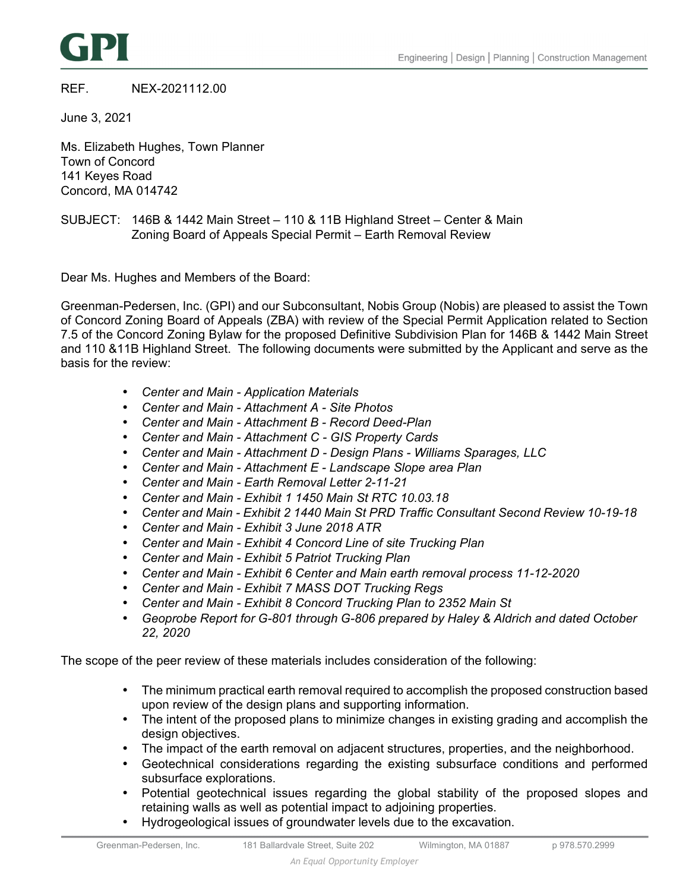REF. NEX-2021112.00

June 3, 2021

Ms. Elizabeth Hughes, Town Planner
Town of Concord
141 Keyes Road
Concord, MA 014742

SUBJECT: 146B & 1442 Main Street – 110 & 11B Highland Street – Center & Main
Zoning Board of Appeals Special Permit – Earth Removal Review

Dear Ms. Hughes and Members of the Board:

Greenman-Pedersen, Inc. (GPI) and our Subconsultant, Nobis Group (Nobis) are pleased to assist the Town of Concord Zoning Board of Appeals (ZBA) with review of the Special Permit Application related to Section 7.5 of the Concord Zoning Bylaw for the proposed Definitive Subdivision Plan for 146B & 1442 Main Street and 110 &11B Highland Street. The following documents were submitted by the Applicant and serve as the basis for the review:

- *Center and Main - Application Materials*
- *Center and Main - Attachment A - Site Photos*
- *Center and Main - Attachment B - Record Deed-Plan*
- *Center and Main - Attachment C - GIS Property Cards*
- *Center and Main - Attachment D - Design Plans - Williams Sparages, LLC*
- *Center and Main - Attachment E - Landscape Slope area Plan*
- *Center and Main - Earth Removal Letter 2-11-21*
- *Center and Main - Exhibit 1 1450 Main St RTC 10.03.18*
- *Center and Main - Exhibit 2 1440 Main St PRD Traffic Consultant Second Review 10-19-18*
- *Center and Main - Exhibit 3 June 2018 ATR*
- *Center and Main - Exhibit 4 Concord Line of site Trucking Plan*
- *Center and Main - Exhibit 5 Patriot Trucking Plan*
- *Center and Main - Exhibit 6 Center and Main earth removal process 11-12-2020*
- *Center and Main - Exhibit 7 MASS DOT Trucking Regs*
- *Center and Main - Exhibit 8 Concord Trucking Plan to 2352 Main St*
- *Geoprobe Report for G-801 through G-806 prepared by Haley & Aldrich and dated October 22, 2020*

The scope of the peer review of these materials includes consideration of the following:

- The minimum practical earth removal required to accomplish the proposed construction based upon review of the design plans and supporting information.
- The intent of the proposed plans to minimize changes in existing grading and accomplish the design objectives.
- The impact of the earth removal on adjacent structures, properties, and the neighborhood.
- Geotechnical considerations regarding the existing subsurface conditions and performed subsurface explorations.
- Potential geotechnical issues regarding the global stability of the proposed slopes and retaining walls as well as potential impact to adjoining properties.
- Hydrogeological issues of groundwater levels due to the excavation.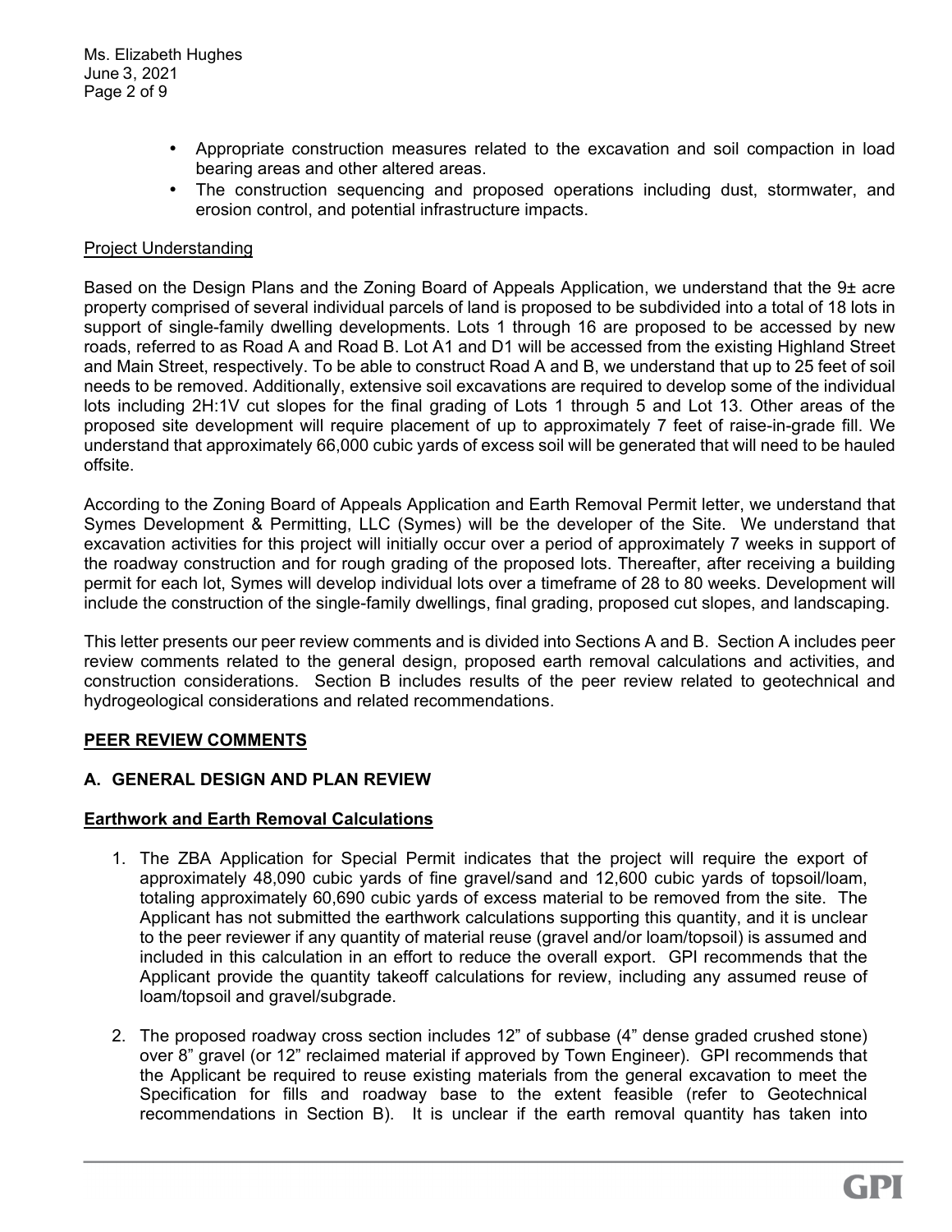- Appropriate construction measures related to the excavation and soil compaction in load bearing areas and other altered areas.
- The construction sequencing and proposed operations including dust, stormwater, and erosion control, and potential infrastructure impacts.

Project Understanding

Based on the Design Plans and the Zoning Board of Appeals Application, we understand that the 9± acre property comprised of several individual parcels of land is proposed to be subdivided into a total of 18 lots in support of single-family dwelling developments. Lots 1 through 16 are proposed to be accessed by new roads, referred to as Road A and Road B. Lot A1 and D1 will be accessed from the existing Highland Street and Main Street, respectively. To be able to construct Road A and B, we understand that up to 25 feet of soil needs to be removed. Additionally, extensive soil excavations are required to develop some of the individual lots including 2H:1V cut slopes for the final grading of Lots 1 through 5 and Lot 13. Other areas of the proposed site development will require placement of up to approximately 7 feet of raise-in-grade fill. We understand that approximately 66,000 cubic yards of excess soil will be generated that will need to be hauled offsite.

According to the Zoning Board of Appeals Application and Earth Removal Permit letter, we understand that Symes Development & Permitting, LLC (Symes) will be the developer of the Site. We understand that excavation activities for this project will initially occur over a period of approximately 7 weeks in support of the roadway construction and for rough grading of the proposed lots. Thereafter, after receiving a building permit for each lot, Symes will develop individual lots over a timeframe of 28 to 80 weeks. Development will include the construction of the single-family dwellings, final grading, proposed cut slopes, and landscaping.

This letter presents our peer review comments and is divided into Sections A and B. Section A includes peer review comments related to the general design, proposed earth removal calculations and activities, and construction considerations. Section B includes results of the peer review related to geotechnical and hydrogeological considerations and related recommendations.

## PEER REVIEW COMMENTS

### A. GENERAL DESIGN AND PLAN REVIEW

#### Earthwork and Earth Removal Calculations

1. The ZBA Application for Special Permit indicates that the project will require the export of approximately 48,090 cubic yards of fine gravel/sand and 12,600 cubic yards of topsoil/loam, totaling approximately 60,690 cubic yards of excess material to be removed from the site. The Applicant has not submitted the earthwork calculations supporting this quantity, and it is unclear to the peer reviewer if any quantity of material reuse (gravel and/or loam/topsoil) is assumed and included in this calculation in an effort to reduce the overall export. GPI recommends that the Applicant provide the quantity takeoff calculations for review, including any assumed reuse of loam/topsoil and gravel/subgrade.

2. The proposed roadway cross section includes 12" of subbase (4" dense graded crushed stone) over 8" gravel (or 12" reclaimed material if approved by Town Engineer). GPI recommends that the Applicant be required to reuse existing materials from the general excavation to meet the Specification for fills and roadway base to the extent feasible (refer to Geotechnical recommendations in Section B). It is unclear if the earth removal quantity has taken into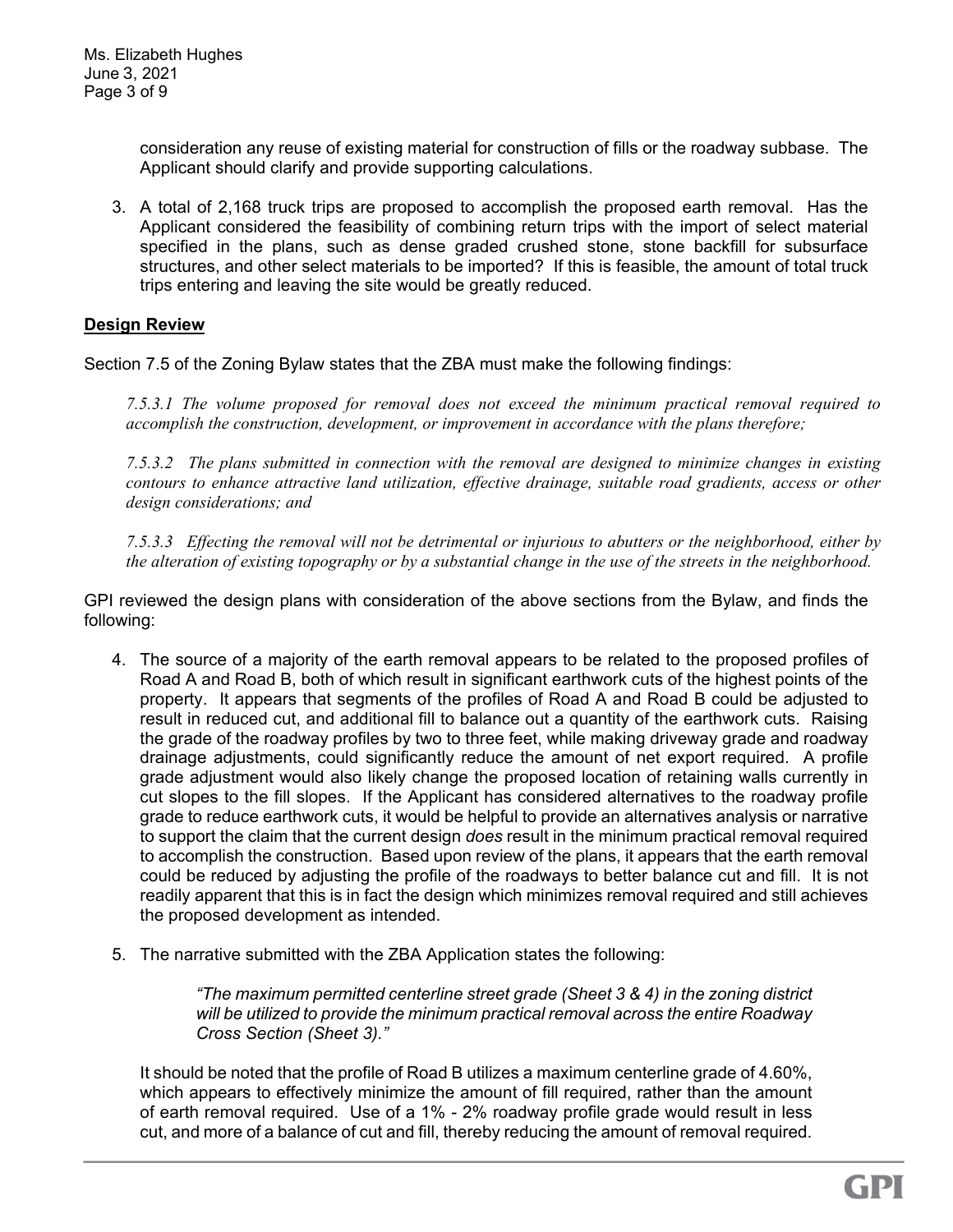consideration any reuse of existing material for construction of fills or the roadway subbase. The Applicant should clarify and provide supporting calculations.

3. A total of 2,168 truck trips are proposed to accomplish the proposed earth removal. Has the Applicant considered the feasibility of combining return trips with the import of select material specified in the plans, such as dense graded crushed stone, stone backfill for subsurface structures, and other select materials to be imported? If this is feasible, the amount of total truck trips entering and leaving the site would be greatly reduced.

**<u>Design Review</u>**

Section 7.5 of the Zoning Bylaw states that the ZBA must make the following findings:

> *7.5.3.1 The volume proposed for removal does not exceed the minimum practical removal required to accomplish the construction, development, or improvement in accordance with the plans therefore;*
>
> *7.5.3.2 The plans submitted in connection with the removal are designed to minimize changes in existing contours to enhance attractive land utilization, effective drainage, suitable road gradients, access or other design considerations; and*
>
> *7.5.3.3 Effecting the removal will not be detrimental or injurious to abutters or the neighborhood, either by the alteration of existing topography or by a substantial change in the use of the streets in the neighborhood.*

GPI reviewed the design plans with consideration of the above sections from the Bylaw, and finds the following:

4. The source of a majority of the earth removal appears to be related to the proposed profiles of Road A and Road B, both of which result in significant earthwork cuts of the highest points of the property. It appears that segments of the profiles of Road A and Road B could be adjusted to result in reduced cut, and additional fill to balance out a quantity of the earthwork cuts. Raising the grade of the roadway profiles by two to three feet, while making driveway grade and roadway drainage adjustments, could significantly reduce the amount of net export required. A profile grade adjustment would also likely change the proposed location of retaining walls currently in cut slopes to the fill slopes. If the Applicant has considered alternatives to the roadway profile grade to reduce earthwork cuts, it would be helpful to provide an alternatives analysis or narrative to support the claim that the current design *does* result in the minimum practical removal required to accomplish the construction. Based upon review of the plans, it appears that the earth removal could be reduced by adjusting the profile of the roadways to better balance cut and fill. It is not readily apparent that this is in fact the design which minimizes removal required and still achieves the proposed development as intended.

5. The narrative submitted with the ZBA Application states the following:

   > *"The maximum permitted centerline street grade (Sheet 3 & 4) in the zoning district will be utilized to provide the minimum practical removal across the entire Roadway Cross Section (Sheet 3)."*

   It should be noted that the profile of Road B utilizes a maximum centerline grade of 4.60%, which appears to effectively minimize the amount of fill required, rather than the amount of earth removal required. Use of a 1% - 2% roadway profile grade would result in less cut, and more of a balance of cut and fill, thereby reducing the amount of removal required.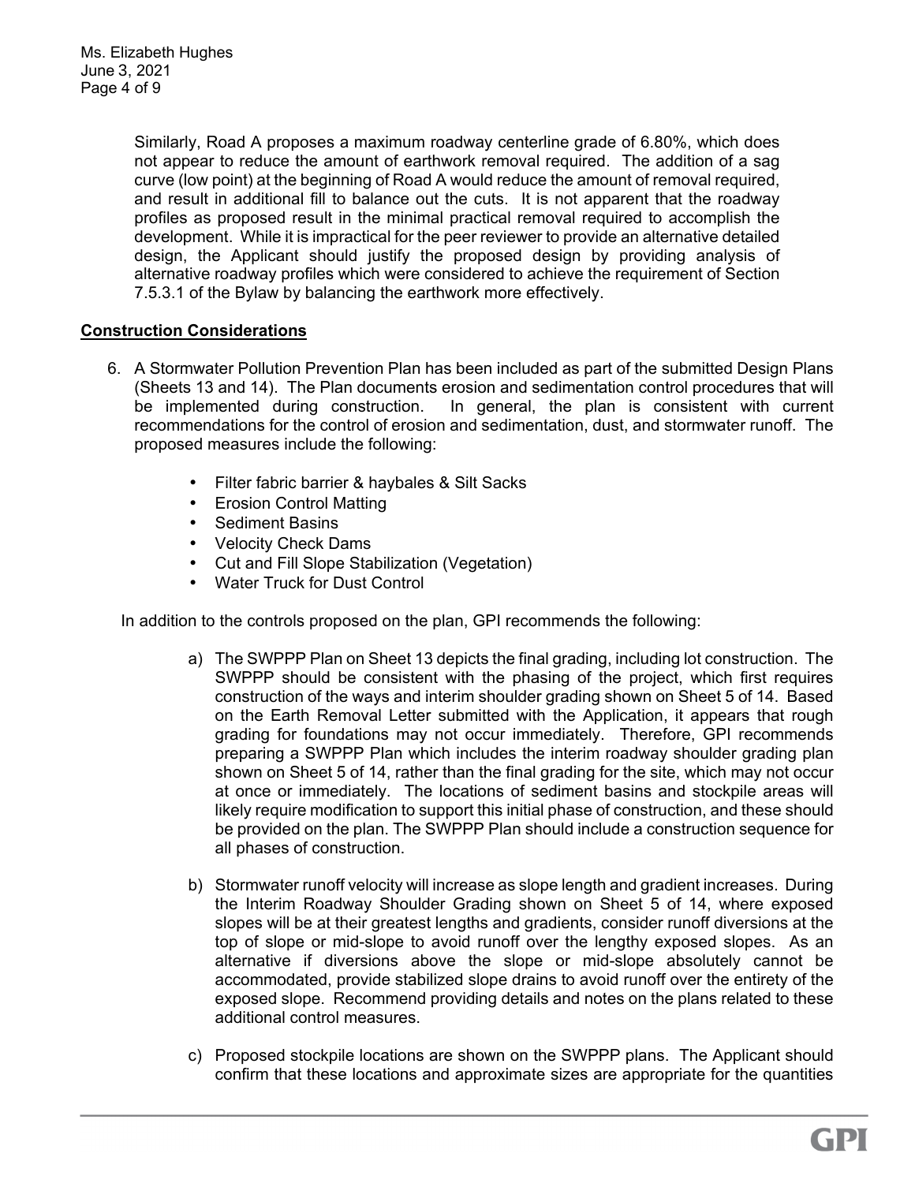Similarly, Road A proposes a maximum roadway centerline grade of 6.80%, which does not appear to reduce the amount of earthwork removal required. The addition of a sag curve (low point) at the beginning of Road A would reduce the amount of removal required, and result in additional fill to balance out the cuts. It is not apparent that the roadway profiles as proposed result in the minimal practical removal required to accomplish the development. While it is impractical for the peer reviewer to provide an alternative detailed design, the Applicant should justify the proposed design by providing analysis of alternative roadway profiles which were considered to achieve the requirement of Section 7.5.3.1 of the Bylaw by balancing the earthwork more effectively.

**Construction Considerations**

6. A Stormwater Pollution Prevention Plan has been included as part of the submitted Design Plans (Sheets 13 and 14). The Plan documents erosion and sedimentation control procedures that will be implemented during construction. In general, the plan is consistent with current recommendations for the control of erosion and sedimentation, dust, and stormwater runoff. The proposed measures include the following:

   - Filter fabric barrier & haybales & Silt Sacks
   - Erosion Control Matting
   - Sediment Basins
   - Velocity Check Dams
   - Cut and Fill Slope Stabilization (Vegetation)
   - Water Truck for Dust Control

In addition to the controls proposed on the plan, GPI recommends the following:

a) The SWPPP Plan on Sheet 13 depicts the final grading, including lot construction. The SWPPP should be consistent with the phasing of the project, which first requires construction of the ways and interim shoulder grading shown on Sheet 5 of 14. Based on the Earth Removal Letter submitted with the Application, it appears that rough grading for foundations may not occur immediately. Therefore, GPI recommends preparing a SWPPP Plan which includes the interim roadway shoulder grading plan shown on Sheet 5 of 14, rather than the final grading for the site, which may not occur at once or immediately. The locations of sediment basins and stockpile areas will likely require modification to support this initial phase of construction, and these should be provided on the plan. The SWPPP Plan should include a construction sequence for all phases of construction.

b) Stormwater runoff velocity will increase as slope length and gradient increases. During the Interim Roadway Shoulder Grading shown on Sheet 5 of 14, where exposed slopes will be at their greatest lengths and gradients, consider runoff diversions at the top of slope or mid-slope to avoid runoff over the lengthy exposed slopes. As an alternative if diversions above the slope or mid-slope absolutely cannot be accommodated, provide stabilized slope drains to avoid runoff over the entirety of the exposed slope. Recommend providing details and notes on the plans related to these additional control measures.

c) Proposed stockpile locations are shown on the SWPPP plans. The Applicant should confirm that these locations and approximate sizes are appropriate for the quantities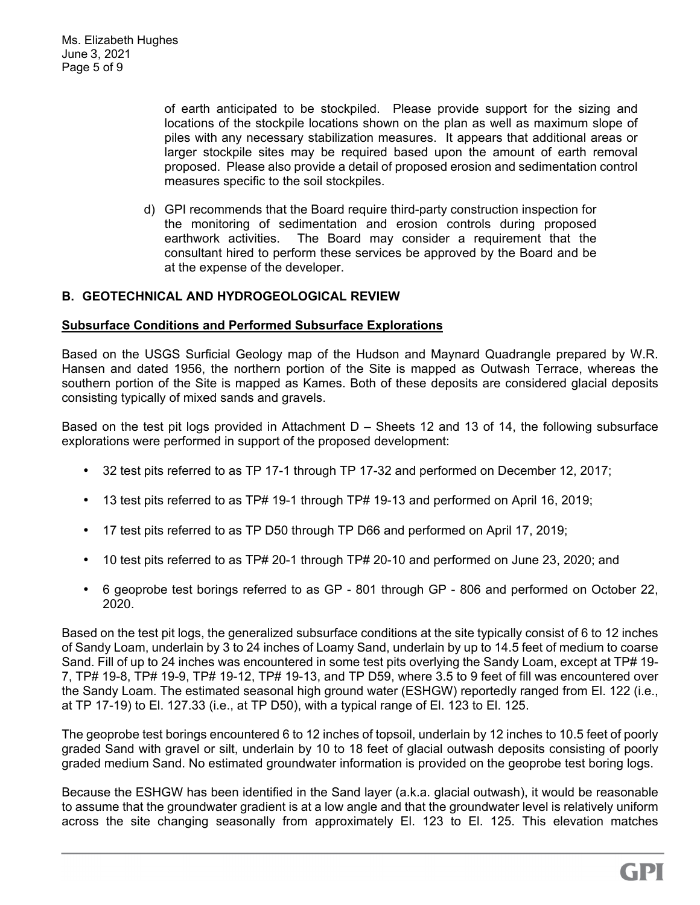of earth anticipated to be stockpiled. Please provide support for the sizing and locations of the stockpile locations shown on the plan as well as maximum slope of piles with any necessary stabilization measures. It appears that additional areas or larger stockpile sites may be required based upon the amount of earth removal proposed. Please also provide a detail of proposed erosion and sedimentation control measures specific to the soil stockpiles.

d) GPI recommends that the Board require third-party construction inspection for the monitoring of sedimentation and erosion controls during proposed earthwork activities. The Board may consider a requirement that the consultant hired to perform these services be approved by the Board and be at the expense of the developer.

## B. GEOTECHNICAL AND HYDROGEOLOGICAL REVIEW

**Subsurface Conditions and Performed Subsurface Explorations**

Based on the USGS Surficial Geology map of the Hudson and Maynard Quadrangle prepared by W.R. Hansen and dated 1956, the northern portion of the Site is mapped as Outwash Terrace, whereas the southern portion of the Site is mapped as Kames. Both of these deposits are considered glacial deposits consisting typically of mixed sands and gravels.

Based on the test pit logs provided in Attachment D – Sheets 12 and 13 of 14, the following subsurface explorations were performed in support of the proposed development:

- 32 test pits referred to as TP 17-1 through TP 17-32 and performed on December 12, 2017;
- 13 test pits referred to as TP# 19-1 through TP# 19-13 and performed on April 16, 2019;
- 17 test pits referred to as TP D50 through TP D66 and performed on April 17, 2019;
- 10 test pits referred to as TP# 20-1 through TP# 20-10 and performed on June 23, 2020; and
- 6 geoprobe test borings referred to as GP - 801 through GP - 806 and performed on October 22, 2020.

Based on the test pit logs, the generalized subsurface conditions at the site typically consist of 6 to 12 inches of Sandy Loam, underlain by 3 to 24 inches of Loamy Sand, underlain by up to 14.5 feet of medium to coarse Sand. Fill of up to 24 inches was encountered in some test pits overlying the Sandy Loam, except at TP# 19-7, TP# 19-8, TP# 19-9, TP# 19-12, TP# 19-13, and TP D59, where 3.5 to 9 feet of fill was encountered over the Sandy Loam. The estimated seasonal high ground water (ESHGW) reportedly ranged from El. 122 (i.e., at TP 17-19) to El. 127.33 (i.e., at TP D50), with a typical range of El. 123 to El. 125.

The geoprobe test borings encountered 6 to 12 inches of topsoil, underlain by 12 inches to 10.5 feet of poorly graded Sand with gravel or silt, underlain by 10 to 18 feet of glacial outwash deposits consisting of poorly graded medium Sand. No estimated groundwater information is provided on the geoprobe test boring logs.

Because the ESHGW has been identified in the Sand layer (a.k.a. glacial outwash), it would be reasonable to assume that the groundwater gradient is at a low angle and that the groundwater level is relatively uniform across the site changing seasonally from approximately El. 123 to El. 125. This elevation matches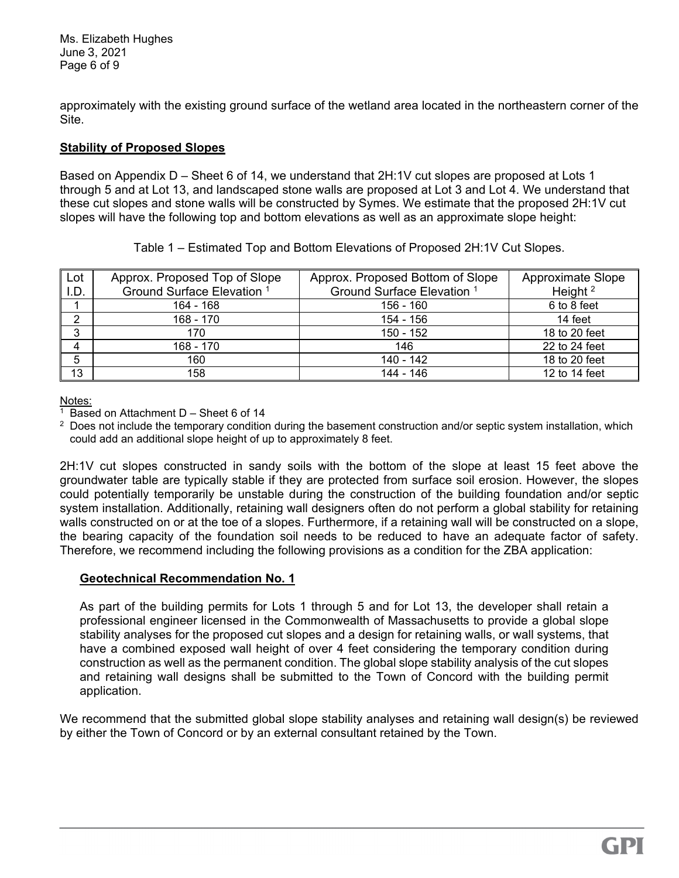approximately with the existing ground surface of the wetland area located in the northeastern corner of the Site.

**Stability of Proposed Slopes**

Based on Appendix D – Sheet 6 of 14, we understand that 2H:1V cut slopes are proposed at Lots 1 through 5 and at Lot 13, and landscaped stone walls are proposed at Lot 3 and Lot 4. We understand that these cut slopes and stone walls will be constructed by Symes. We estimate that the proposed 2H:1V cut slopes will have the following top and bottom elevations as well as an approximate slope height:

Table 1 – Estimated Top and Bottom Elevations of Proposed 2H:1V Cut Slopes.

| Lot I.D. | Approx. Proposed Top of Slope Ground Surface Elevation [1] | Approx. Proposed Bottom of Slope Ground Surface Elevation [1] | Approximate Slope Height [2] |
|---|---|---|---|
| 1 | 164 - 168 | 156 - 160 | 6 to 8 feet |
| 2 | 168 - 170 | 154 - 156 | 14 feet |
| 3 | 170 | 150 - 152 | 18 to 20 feet |
| 4 | 168 - 170 | 146 | 22 to 24 feet |
| 5 | 160 | 140 - 142 | 18 to 20 feet |
| 13 | 158 | 144 - 146 | 12 to 14 feet |

Notes:
[1] Based on Attachment D – Sheet 6 of 14
[2] Does not include the temporary condition during the basement construction and/or septic system installation, which could add an additional slope height of up to approximately 8 feet.

2H:1V cut slopes constructed in sandy soils with the bottom of the slope at least 15 feet above the groundwater table are typically stable if they are protected from surface soil erosion. However, the slopes could potentially temporarily be unstable during the construction of the building foundation and/or septic system installation. Additionally, retaining wall designers often do not perform a global stability for retaining walls constructed on or at the toe of a slopes. Furthermore, if a retaining wall will be constructed on a slope, the bearing capacity of the foundation soil needs to be reduced to have an adequate factor of safety. Therefore, we recommend including the following provisions as a condition for the ZBA application:

**Geotechnical Recommendation No. 1**

As part of the building permits for Lots 1 through 5 and for Lot 13, the developer shall retain a professional engineer licensed in the Commonwealth of Massachusetts to provide a global slope stability analyses for the proposed cut slopes and a design for retaining walls, or wall systems, that have a combined exposed wall height of over 4 feet considering the temporary condition during construction as well as the permanent condition. The global slope stability analysis of the cut slopes and retaining wall designs shall be submitted to the Town of Concord with the building permit application.

We recommend that the submitted global slope stability analyses and retaining wall design(s) be reviewed by either the Town of Concord or by an external consultant retained by the Town.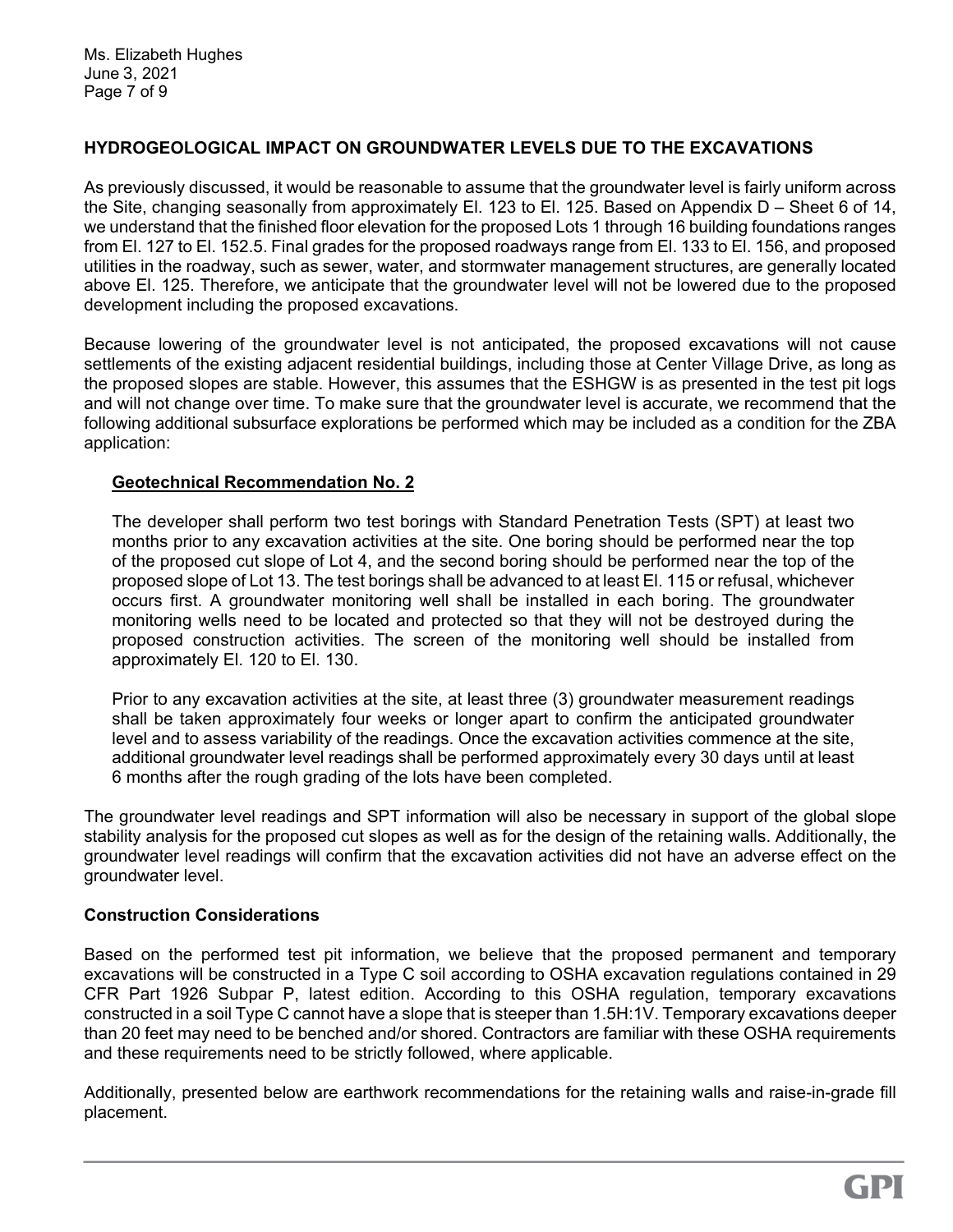## HYDROGEOLOGICAL IMPACT ON GROUNDWATER LEVELS DUE TO THE EXCAVATIONS

As previously discussed, it would be reasonable to assume that the groundwater level is fairly uniform across the Site, changing seasonally from approximately El. 123 to El. 125. Based on Appendix D – Sheet 6 of 14, we understand that the finished floor elevation for the proposed Lots 1 through 16 building foundations ranges from El. 127 to El. 152.5. Final grades for the proposed roadways range from El. 133 to El. 156, and proposed utilities in the roadway, such as sewer, water, and stormwater management structures, are generally located above El. 125. Therefore, we anticipate that the groundwater level will not be lowered due to the proposed development including the proposed excavations.

Because lowering of the groundwater level is not anticipated, the proposed excavations will not cause settlements of the existing adjacent residential buildings, including those at Center Village Drive, as long as the proposed slopes are stable. However, this assumes that the ESHGW is as presented in the test pit logs and will not change over time. To make sure that the groundwater level is accurate, we recommend that the following additional subsurface explorations be performed which may be included as a condition for the ZBA application:

> **Geotechnical Recommendation No. 2**
>
> The developer shall perform two test borings with Standard Penetration Tests (SPT) at least two months prior to any excavation activities at the site. One boring should be performed near the top of the proposed cut slope of Lot 4, and the second boring should be performed near the top of the proposed slope of Lot 13. The test borings shall be advanced to at least El. 115 or refusal, whichever occurs first. A groundwater monitoring well shall be installed in each boring. The groundwater monitoring wells need to be located and protected so that they will not be destroyed during the proposed construction activities. The screen of the monitoring well should be installed from approximately El. 120 to El. 130.
>
> Prior to any excavation activities at the site, at least three (3) groundwater measurement readings shall be taken approximately four weeks or longer apart to confirm the anticipated groundwater level and to assess variability of the readings. Once the excavation activities commence at the site, additional groundwater level readings shall be performed approximately every 30 days until at least 6 months after the rough grading of the lots have been completed.

The groundwater level readings and SPT information will also be necessary in support of the global slope stability analysis for the proposed cut slopes as well as for the design of the retaining walls. Additionally, the groundwater level readings will confirm that the excavation activities did not have an adverse effect on the groundwater level.

### Construction Considerations

Based on the performed test pit information, we believe that the proposed permanent and temporary excavations will be constructed in a Type C soil according to OSHA excavation regulations contained in 29 CFR Part 1926 Subpar P, latest edition. According to this OSHA regulation, temporary excavations constructed in a soil Type C cannot have a slope that is steeper than 1.5H:1V. Temporary excavations deeper than 20 feet may need to be benched and/or shored. Contractors are familiar with these OSHA requirements and these requirements need to be strictly followed, where applicable.

Additionally, presented below are earthwork recommendations for the retaining walls and raise-in-grade fill placement.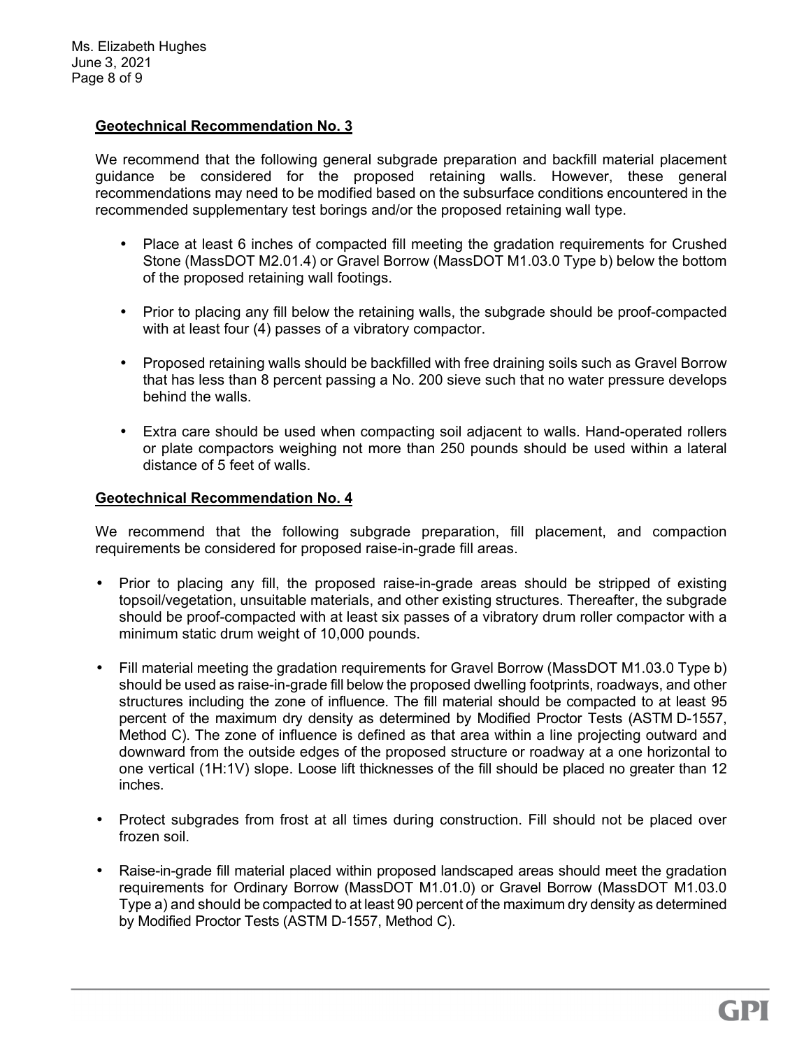**Geotechnical Recommendation No. 3**

We recommend that the following general subgrade preparation and backfill material placement guidance be considered for the proposed retaining walls. However, these general recommendations may need to be modified based on the subsurface conditions encountered in the recommended supplementary test borings and/or the proposed retaining wall type.

- Place at least 6 inches of compacted fill meeting the gradation requirements for Crushed Stone (MassDOT M2.01.4) or Gravel Borrow (MassDOT M1.03.0 Type b) below the bottom of the proposed retaining wall footings.

- Prior to placing any fill below the retaining walls, the subgrade should be proof-compacted with at least four (4) passes of a vibratory compactor.

- Proposed retaining walls should be backfilled with free draining soils such as Gravel Borrow that has less than 8 percent passing a No. 200 sieve such that no water pressure develops behind the walls.

- Extra care should be used when compacting soil adjacent to walls. Hand-operated rollers or plate compactors weighing not more than 250 pounds should be used within a lateral distance of 5 feet of walls.

**Geotechnical Recommendation No. 4**

We recommend that the following subgrade preparation, fill placement, and compaction requirements be considered for proposed raise-in-grade fill areas.

- Prior to placing any fill, the proposed raise-in-grade areas should be stripped of existing topsoil/vegetation, unsuitable materials, and other existing structures. Thereafter, the subgrade should be proof-compacted with at least six passes of a vibratory drum roller compactor with a minimum static drum weight of 10,000 pounds.

- Fill material meeting the gradation requirements for Gravel Borrow (MassDOT M1.03.0 Type b) should be used as raise-in-grade fill below the proposed dwelling footprints, roadways, and other structures including the zone of influence. The fill material should be compacted to at least 95 percent of the maximum dry density as determined by Modified Proctor Tests (ASTM D-1557, Method C). The zone of influence is defined as that area within a line projecting outward and downward from the outside edges of the proposed structure or roadway at a one horizontal to one vertical (1H:1V) slope. Loose lift thicknesses of the fill should be placed no greater than 12 inches.

- Protect subgrades from frost at all times during construction. Fill should not be placed over frozen soil.

- Raise-in-grade fill material placed within proposed landscaped areas should meet the gradation requirements for Ordinary Borrow (MassDOT M1.01.0) or Gravel Borrow (MassDOT M1.03.0 Type a) and should be compacted to at least 90 percent of the maximum dry density as determined by Modified Proctor Tests (ASTM D-1557, Method C).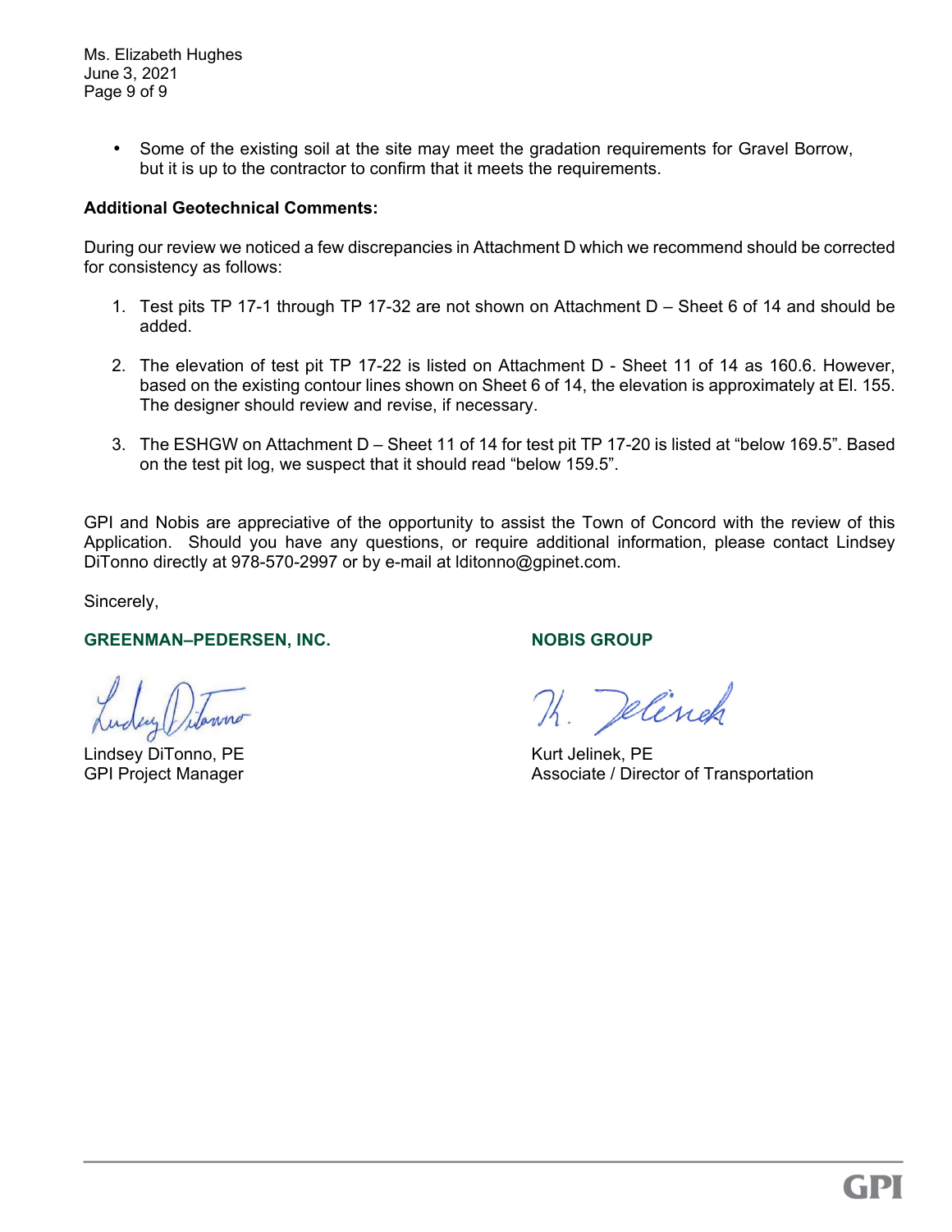- Some of the existing soil at the site may meet the gradation requirements for Gravel Borrow, but it is up to the contractor to confirm that it meets the requirements.

**Additional Geotechnical Comments:**

During our review we noticed a few discrepancies in Attachment D which we recommend should be corrected for consistency as follows:

1. Test pits TP 17-1 through TP 17-32 are not shown on Attachment D – Sheet 6 of 14 and should be added.
2. The elevation of test pit TP 17-22 is listed on Attachment D - Sheet 11 of 14 as 160.6. However, based on the existing contour lines shown on Sheet 6 of 14, the elevation is approximately at El. 155. The designer should review and revise, if necessary.
3. The ESHGW on Attachment D – Sheet 11 of 14 for test pit TP 17-20 is listed at "below 169.5". Based on the test pit log, we suspect that it should read "below 159.5".

GPI and Nobis are appreciative of the opportunity to assist the Town of Concord with the review of this Application. Should you have any questions, or require additional information, please contact Lindsey DiTonno directly at 978-570-2997 or by e-mail at lditonno@gpinet.com.

Sincerely,

**GREENMAN–PEDERSEN, INC.**

Lindsey DiTonno, PE
GPI Project Manager

**NOBIS GROUP**

Kurt Jelinek, PE
Associate / Director of Transportation